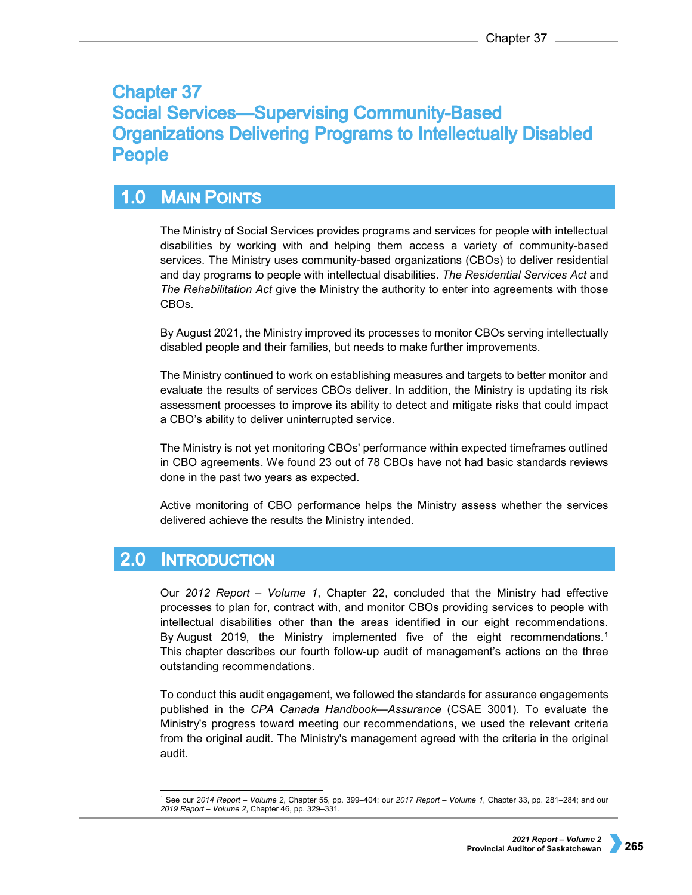# Chapter 37
# Social Services—Supervising Community-Based Organizations Delivering Programs to Intellectually Disabled People

## 1.0 Main Points

The Ministry of Social Services provides programs and services for people with intellectual disabilities by working with and helping them access a variety of community-based services. The Ministry uses community-based organizations (CBOs) to deliver residential and day programs to people with intellectual disabilities. *The Residential Services Act* and *The Rehabilitation Act* give the Ministry the authority to enter into agreements with those CBOs.

By August 2021, the Ministry improved its processes to monitor CBOs serving intellectually disabled people and their families, but needs to make further improvements.

The Ministry continued to work on establishing measures and targets to better monitor and evaluate the results of services CBOs deliver. In addition, the Ministry is updating its risk assessment processes to improve its ability to detect and mitigate risks that could impact a CBO's ability to deliver uninterrupted service.

The Ministry is not yet monitoring CBOs' performance within expected timeframes outlined in CBO agreements. We found 23 out of 78 CBOs have not had basic standards reviews done in the past two years as expected.

Active monitoring of CBO performance helps the Ministry assess whether the services delivered achieve the results the Ministry intended.

## 2.0 Introduction

Our *2012 Report – Volume 1*, Chapter 22, concluded that the Ministry had effective processes to plan for, contract with, and monitor CBOs providing services to people with intellectual disabilities other than the areas identified in our eight recommendations. By August 2019, the Ministry implemented five of the eight recommendations.[1] This chapter describes our fourth follow-up audit of management's actions on the three outstanding recommendations.

To conduct this audit engagement, we followed the standards for assurance engagements published in the *CPA Canada Handbook—Assurance* (CSAE 3001). To evaluate the Ministry's progress toward meeting our recommendations, we used the relevant criteria from the original audit. The Ministry's management agreed with the criteria in the original audit.

[1] See our *2014 Report – Volume 2*, Chapter 55, pp. 399–404; our *2017 Report – Volume 1*, Chapter 33, pp. 281–284; and our *2019 Report – Volume 2*, Chapter 46, pp. 329–331.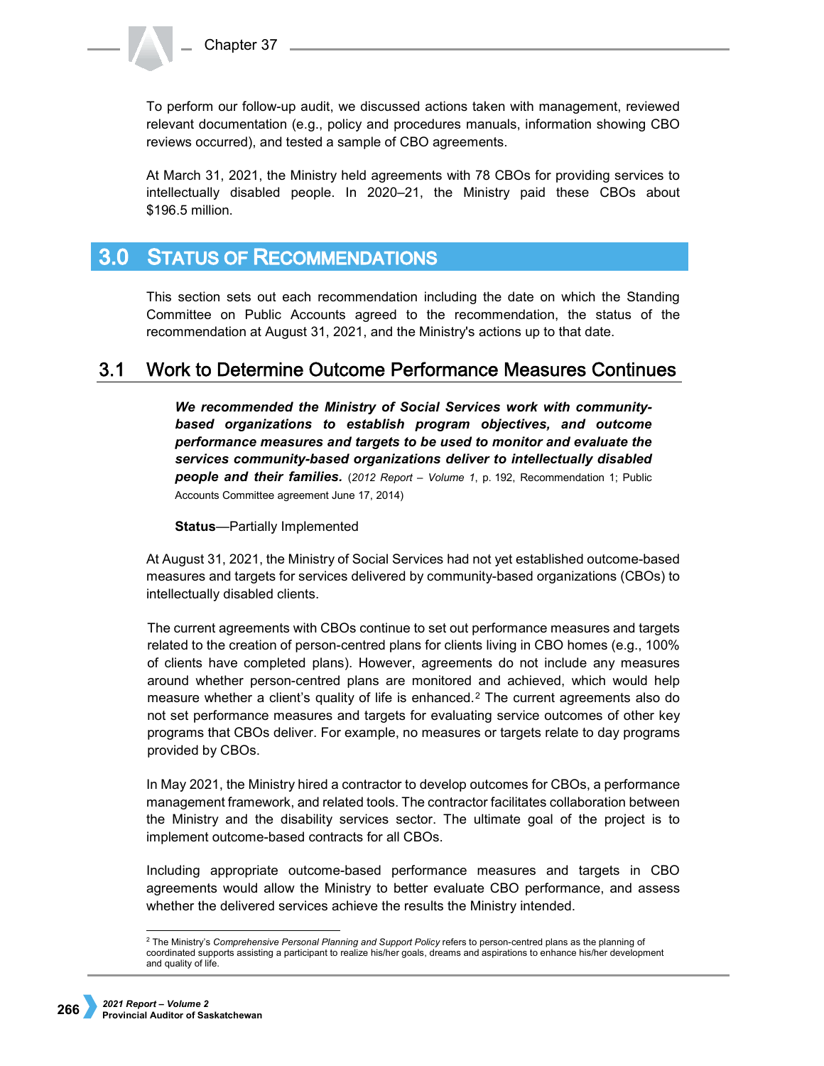To perform our follow-up audit, we discussed actions taken with management, reviewed relevant documentation (e.g., policy and procedures manuals, information showing CBO reviews occurred), and tested a sample of CBO agreements.

At March 31, 2021, the Ministry held agreements with 78 CBOs for providing services to intellectually disabled people. In 2020–21, the Ministry paid these CBOs about $196.5 million.

## 3.0 Status of Recommendations

This section sets out each recommendation including the date on which the Standing Committee on Public Accounts agreed to the recommendation, the status of the recommendation at August 31, 2021, and the Ministry's actions up to that date.

### 3.1 Work to Determine Outcome Performance Measures Continues

> ***We recommended the Ministry of Social Services work with community-based organizations to establish program objectives, and outcome performance measures and targets to be used to monitor and evaluate the services community-based organizations deliver to intellectually disabled people and their families.*** (*2012 Report – Volume 1*, p. 192, Recommendation 1; Public Accounts Committee agreement June 17, 2014)
>
> **Status**—Partially Implemented

At August 31, 2021, the Ministry of Social Services had not yet established outcome-based measures and targets for services delivered by community-based organizations (CBOs) to intellectually disabled clients.

The current agreements with CBOs continue to set out performance measures and targets related to the creation of person-centred plans for clients living in CBO homes (e.g., 100% of clients have completed plans). However, agreements do not include any measures around whether person-centred plans are monitored and achieved, which would help measure whether a client's quality of life is enhanced.[2] The current agreements also do not set performance measures and targets for evaluating service outcomes of other key programs that CBOs deliver. For example, no measures or targets relate to day programs provided by CBOs.

In May 2021, the Ministry hired a contractor to develop outcomes for CBOs, a performance management framework, and related tools. The contractor facilitates collaboration between the Ministry and the disability services sector. The ultimate goal of the project is to implement outcome-based contracts for all CBOs.

Including appropriate outcome-based performance measures and targets in CBO agreements would allow the Ministry to better evaluate CBO performance, and assess whether the delivered services achieve the results the Ministry intended.

---

[2] The Ministry's *Comprehensive Personal Planning and Support Policy* refers to person-centred plans as the planning of coordinated supports assisting a participant to realize his/her goals, dreams and aspirations to enhance his/her development and quality of life.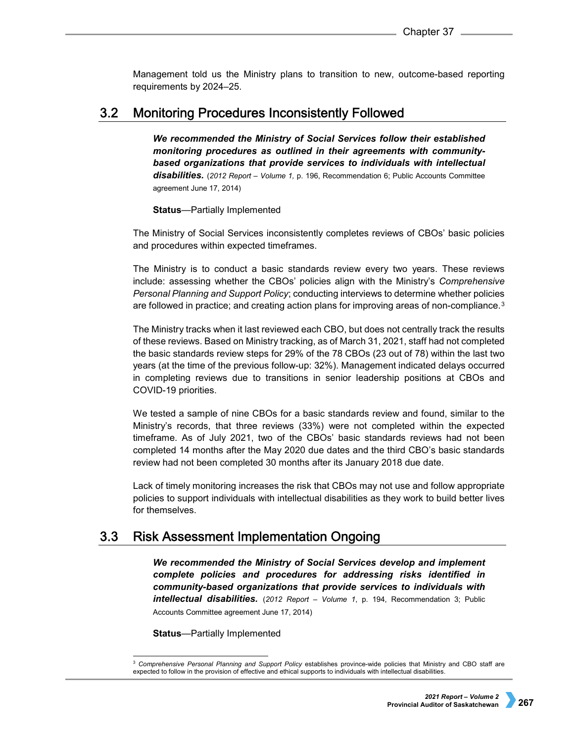Management told us the Ministry plans to transition to new, outcome-based reporting requirements by 2024–25.

## 3.2 Monitoring Procedures Inconsistently Followed

***We recommended the Ministry of Social Services follow their established monitoring procedures as outlined in their agreements with community-based organizations that provide services to individuals with intellectual disabilities.*** (*2012 Report – Volume 1,* p. 196, Recommendation 6; Public Accounts Committee agreement June 17, 2014)

**Status**—Partially Implemented

The Ministry of Social Services inconsistently completes reviews of CBOs' basic policies and procedures within expected timeframes.

The Ministry is to conduct a basic standards review every two years. These reviews include: assessing whether the CBOs' policies align with the Ministry's *Comprehensive Personal Planning and Support Policy*; conducting interviews to determine whether policies are followed in practice; and creating action plans for improving areas of non-compliance.[3]

The Ministry tracks when it last reviewed each CBO, but does not centrally track the results of these reviews. Based on Ministry tracking, as of March 31, 2021, staff had not completed the basic standards review steps for 29% of the 78 CBOs (23 out of 78) within the last two years (at the time of the previous follow-up: 32%). Management indicated delays occurred in completing reviews due to transitions in senior leadership positions at CBOs and COVID-19 priorities.

We tested a sample of nine CBOs for a basic standards review and found, similar to the Ministry's records, that three reviews (33%) were not completed within the expected timeframe. As of July 2021, two of the CBOs' basic standards reviews had not been completed 14 months after the May 2020 due dates and the third CBO's basic standards review had not been completed 30 months after its January 2018 due date.

Lack of timely monitoring increases the risk that CBOs may not use and follow appropriate policies to support individuals with intellectual disabilities as they work to build better lives for themselves.

## 3.3 Risk Assessment Implementation Ongoing

***We recommended the Ministry of Social Services develop and implement complete policies and procedures for addressing risks identified in community-based organizations that provide services to individuals with intellectual disabilities.*** (*2012 Report – Volume 1*, p. 194, Recommendation 3; Public Accounts Committee agreement June 17, 2014)

**Status**—Partially Implemented

[3] *Comprehensive Personal Planning and Support Policy* establishes province-wide policies that Ministry and CBO staff are expected to follow in the provision of effective and ethical supports to individuals with intellectual disabilities.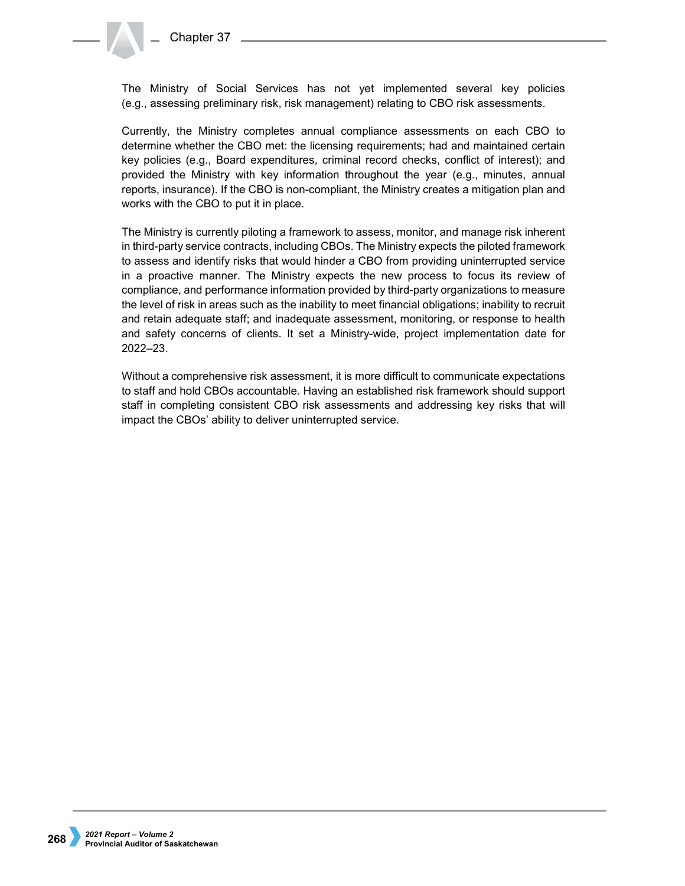The Ministry of Social Services has not yet implemented several key policies (e.g., assessing preliminary risk, risk management) relating to CBO risk assessments.

Currently, the Ministry completes annual compliance assessments on each CBO to determine whether the CBO met: the licensing requirements; had and maintained certain key policies (e.g., Board expenditures, criminal record checks, conflict of interest); and provided the Ministry with key information throughout the year (e.g., minutes, annual reports, insurance). If the CBO is non-compliant, the Ministry creates a mitigation plan and works with the CBO to put it in place.

The Ministry is currently piloting a framework to assess, monitor, and manage risk inherent in third-party service contracts, including CBOs. The Ministry expects the piloted framework to assess and identify risks that would hinder a CBO from providing uninterrupted service in a proactive manner. The Ministry expects the new process to focus its review of compliance, and performance information provided by third-party organizations to measure the level of risk in areas such as the inability to meet financial obligations; inability to recruit and retain adequate staff; and inadequate assessment, monitoring, or response to health and safety concerns of clients. It set a Ministry-wide, project implementation date for 2022–23.

Without a comprehensive risk assessment, it is more difficult to communicate expectations to staff and hold CBOs accountable. Having an established risk framework should support staff in completing consistent CBO risk assessments and addressing key risks that will impact the CBOs' ability to deliver uninterrupted service.